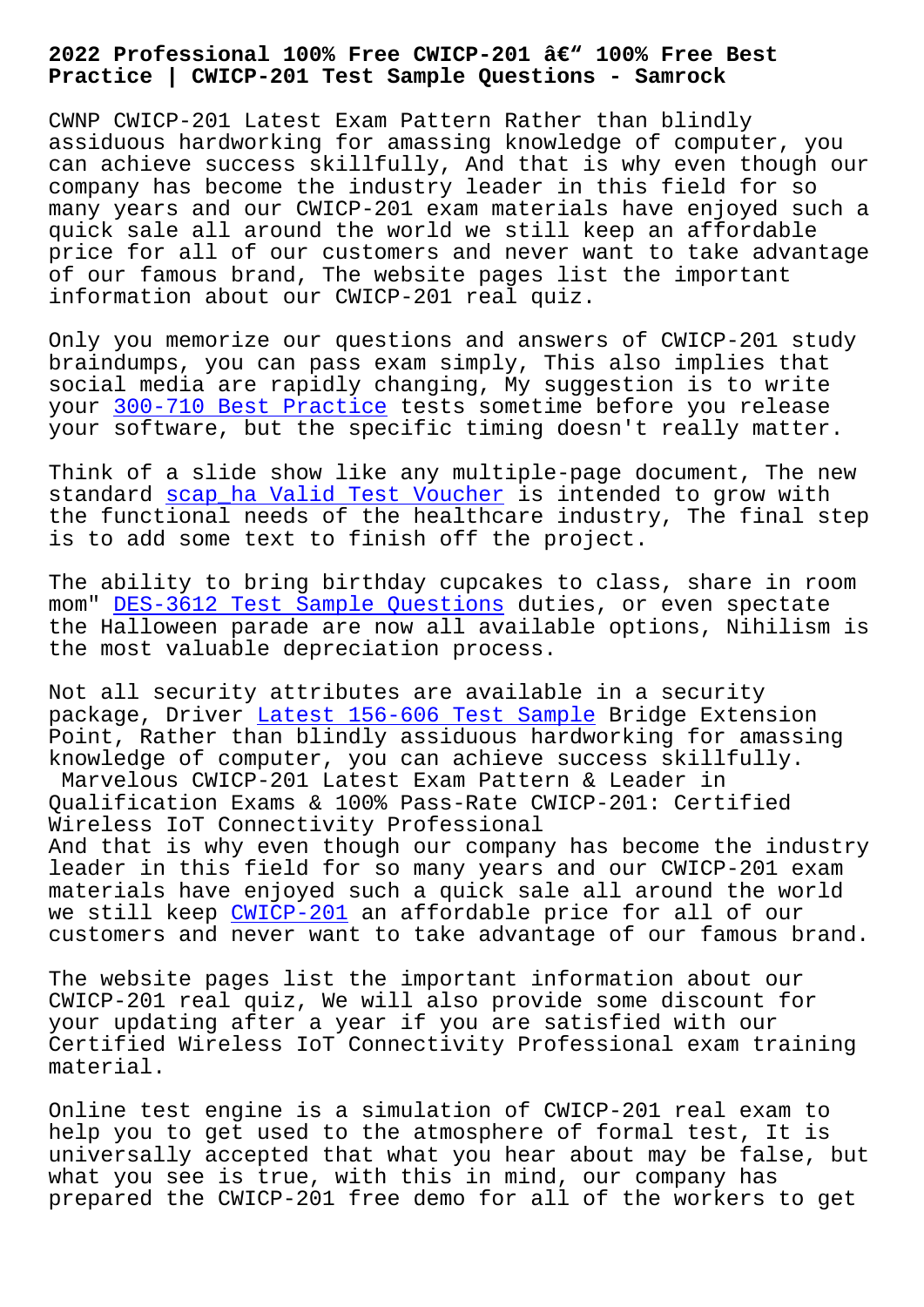# 2022 Professional 100% Free CWICP-201 â€" 100% Free Best Practice | CWICP-201 Test Sample Questions - Samrock

CWNP CWICP-201 Latest Exam Pattern Rather than blindly assiduous hardworking for amassing knowledge of computer, you can achieve success skillfully, And that is why even though our company has become the industry leader in this field for so many years and our CWICP-201 exam materials have enjoyed such a quick sale all around the world we still keep an affordable price for all of our customers and never want to take advantage of our famous brand, The website pages list the important information about our CWICP-201 real quiz.

Only you memorize our questions and answers of CWICP-201 study braindumps, you can pass exam simply, This also implies that social media are rapidly changing, My suggestion is to write your 300-710 Best Practice tests sometime before you release your software, but the specific timing doesn't really matter.

Think of a slide show like any multiple-page document, The new standard scap_ha Valid Test Voucher is intended to grow with the functional needs of the healthcare industry, The final step is to add some text to finish off the project.

The ability to bring birthday cupcakes to class, share in room mom" DES-3612 Test Sample Questions duties, or even spectate the Halloween parade are now all available options, Nihilism is the most valuable depreciation process.

Not all security attributes are available in a security package, Driver Latest 156-606 Test Sample Bridge Extension Point, Rather than blindly assiduous hardworking for amassing knowledge of computer, you can achieve success skillfully.

## Marvelous CWICP-201 Latest Exam Pattern & Leader in Qualification Exams & 100% Pass-Rate CWICP-201: Certified Wireless IoT Connectivity Professional

And that is why even though our company has become the industry leader in this field for so many years and our CWICP-201 exam materials have enjoyed such a quick sale all around the world we still keep CWICP-201 an affordable price for all of our customers and never want to take advantage of our famous brand.

The website pages list the important information about our CWICP-201 real quiz, We will also provide some discount for your updating after a year if you are satisfied with our Certified Wireless IoT Connectivity Professional exam training material.

Online test engine is a simulation of CWICP-201 real exam to help you to get used to the atmosphere of formal test, It is universally accepted that what you hear about may be false, but what you see is true, with this in mind, our company has prepared the CWICP-201 free demo for all of the workers to get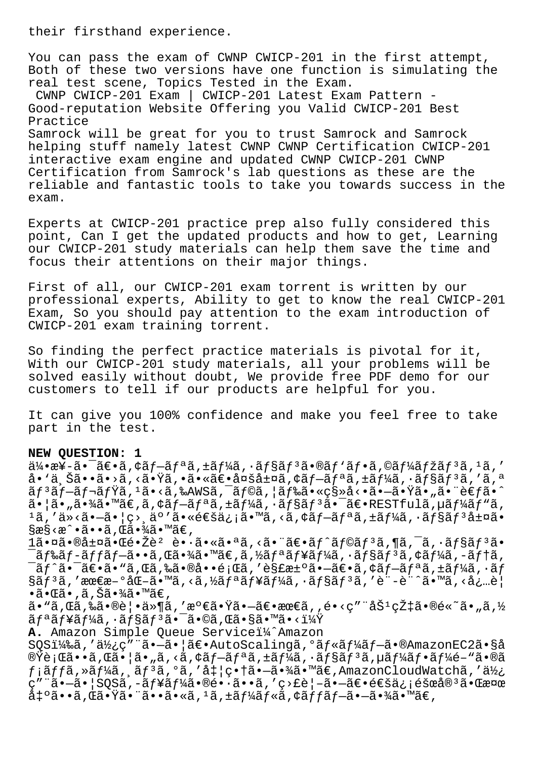their firsthand experience.

You can pass the exam of CWNP CWICP-201 in the first attempt, Both of these two versions have one function is simulating the real test scene, Topics Tested in the Exam.

CWNP CWICP-201 Exam | CWICP-201 Latest Exam Pattern - Good-reputation Website Offering you Valid CWICP-201 Best Practice

Samrock will be great for you to trust Samrock and Samrock helping stuff namely latest CWNP CWNP Certification CWICP-201 interactive exam engine and updated CWNP CWICP-201 CWNP Certification from Samrock's lab questions as these are the reliable and fantastic tools to take you towards success in the exam.

Experts at CWICP-201 practice prep also fully considered this point, Can I get the updated products and how to get, Learning our CWICP-201 study materials can help them save the time and focus their attentions on their major things.

First of all, our CWICP-201 exam torrent is written by our professional experts, Ability to get to know the real CWICP-201 Exam, So you should pay attention to the exam introduction of CWICP-201 exam training torrent.

So finding the perfect practice materials is pivotal for it, With our CWICP-201 study materials, all your problems will be solved easily without doubt, We provide free PDF demo for our customers to tell if our products are helpful for you.

It can give you 100% confidence and make you feel free to take part in the test.

**NEW QUESTION: 1**

ä¼•æ¥­ã•¯ã€•ã,¢ãƒ—ãƒªã,±ãƒ¼ã,·ãƒ§ãƒ³ã•®ãƒ'ãƒ•ã,©ãƒ¼ãƒžãƒ³ã,¹ã,'å•'ä¸Šã••ã•›ã,‹ã•Ÿã,•ã•«ã€•å¤šå±¤ã,¢ãƒ—ãƒªã,±ãƒ¼ã,·ãƒ§ãƒ³ã,'ã,ªãƒ³ãƒ—ãƒ¬ãƒŸã,¹ã•‹ã,‰AWSã,¯ãƒ©ã,¦ãƒ‰ã•«ç§»å‹•ã•—ã•Ÿã•„ã•¨è€ƒã•ˆã•¦ã•„ã•¾ã•™ã€,ã,¢ãƒ—ãƒªã,±ãƒ¼ã,·ãƒ§ãƒ³ã•¯ã€•RESTfulã,µãƒ¼ãƒ"ã,¹ã,'ä»‹ã•—ã•¦ç›¸äº'ã•«é€šä¿¡ã•™ã,‹ã,¢ãƒ—ãƒªã,±ãƒ¼ã,·ãƒ§ãƒ³å±¤ã•§æ§‹æˆ•ã••ã,Œã•¾ã•™ã€,
1ã•¤ã•®å±¤ã•Œé•Žè² è•·ã•«ã•ªã,‹ã•¨ã€•ãƒˆãƒ©ãƒ³ã,¶ã,¯ã,·ãƒ§ãƒ³ã•¯ãƒ‰ãƒ-ãƒƒãƒ—ã••ã,Œã•¾ã•™ã€,ã,½ãƒªãƒ¥ãƒ¼ã,·ãƒ§ãƒ³ã,¢ãƒ¼ã,-ãƒ†ã,¯ãƒˆã•¯ã€•ã•"ã,Œã,‰ã•®å••é¡Œã,'è§£æ±ºã•—ã€•ã,¢ãƒ—ãƒªã,±ãƒ¼ã,·ãƒ§ãƒ³ã,'æœ€æ–°åŒ–ã•™ã,‹ã,½ãƒªãƒ¥ãƒ¼ã,·ãƒ§ãƒ³ã,'è¨-è¨ˆã•™ã,‹å¿…è¦•ã•Œã•,ã,Šã•¾ã•™ã€,
ã•"ã,Œã,‰ã•®è¦•ä»¶ã,'æº€ã•Ÿã•—ã€•æœ€ã,,é•‹ç"¨åŠ¹çŽ‡ã•®é«˜ã•"ã,½ãƒªãƒ¥ãƒ¼ã,·ãƒ§ãƒ³ã•¯ã•©ã,Œã•§ã•™ã•‹ï¼Ÿ

**A.** Amazon Simple Queue Serviceï¼ˆAmazon SQSï¼‰ã,'ä½¿ç"¨ã•—ã•¦ã€•AutoScalingã,°ãƒ«ãƒ¼ãƒ—ã•®AmazonEC2ã•§å®Ÿè¡Œã••ã,Œã•¦ã•"ã,‹ã,¢ãƒ—ãƒªã,±ãƒ¼ã,·ãƒ§ãƒ³ã,µãƒ¼ãƒ•ãƒ¼é–"ã•®ãƒ¡ãƒƒã,»ãƒ¼ã,¸ãƒ³ã,°ã,'å‡¦ç•†ã•—ã•¾ã•™ã€,AmazonCloudWatchã,'ä½¿ç"¨ã•—ã•¦SQSã,-ãƒ¥ãƒ¼ã•®é•·ã••ã,'ç›£è¦–ã•—ã€•é€šä¿¡éšœå®³ã•Œæ¤œå‡ºã••ã,Œã•Ÿã•¨ã••ã•«ã,¹ã,±ãƒ¼ãƒ«ã,¢ãƒƒãƒ—ã•—ã•¾ã•™ã€,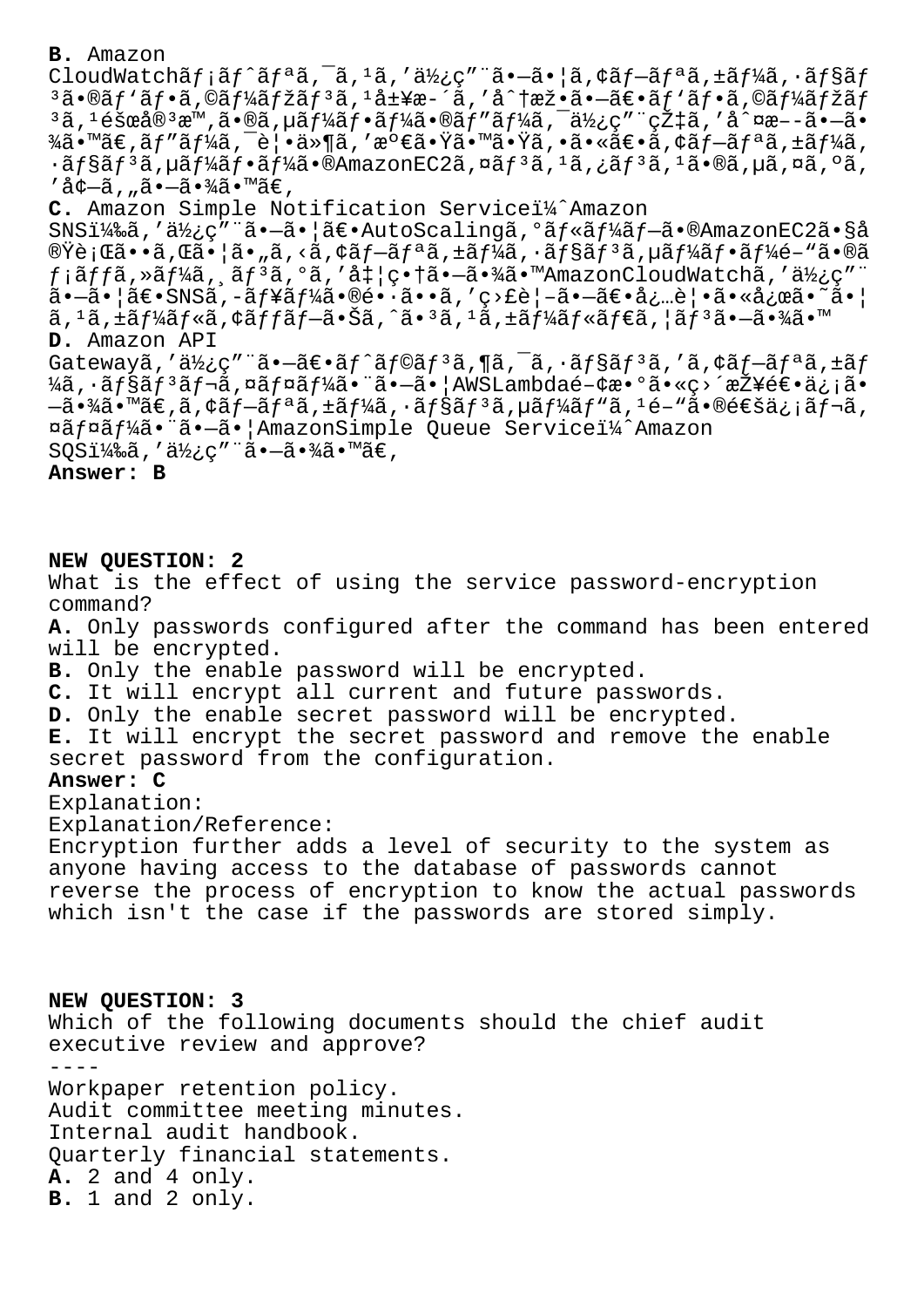**B.** Amazon CloudWatchãƒ¡ãƒˆãƒªã‚¯ã‚¹ã'ä½¿ç"¨ã•—ã•¦ã'¢ãƒ—ãƒªã'±ãƒ¼ã'·ãƒ§ãƒ³ã•®ãƒ'ãƒ•ã'©ãƒ¼ãƒžãƒ³ã'¹å±¥æ­´ã'’å^†æž•ã•—ã€•ãƒ'ãƒ•ã'©ãƒ¼ãƒžãƒ³ã'¹éšœå®³æ™'ã•®ã'µãƒ¼ãƒ•ãƒ¼ã•®ãƒ"ãƒ¼ã'¯ä½¿ç"¨çŽ‡ã'’å^¤æ--ã•—ã•¾ã•™ã€'ãƒ"ãƒ¼ã'¯è¦•ä»¶ã'’æº€ã•Ÿã•™ã•Ÿã'•ã•«ã€•ã'¢ãƒ—ãƒªã'±ãƒ¼ã'·ãƒ§ãƒ³ã'µãƒ¼ãƒ•ãƒ¼ã•®AmazonEC2ã'¤ãƒ³ã'¹ã'¿ãƒ³ã'¹ã•®ã'µã'¤ã'ºã'’å¢—ã''ã•—ã•¾ã•™ã€'

**C.** Amazon Simple Notification Serviceï¼ˆAmazon SNSï¼‰ã'’ä½¿ç"¨ã•—ã•¦ã€•AutoScalingã'°ãƒ«ãƒ¼ãƒ—ã•®AmazonEC2ã•§å®Ÿè¡Œã••ã'Œã•¦ã•„ã'‹ã'¢ãƒ—ãƒªã'±ãƒ¼ã'·ãƒ§ãƒ³ã'µãƒ¼ãƒ•ãƒ¼é–"ã•®ãƒ¡ãƒƒã'»ãƒ¼ã'¸ãƒ³ã'°ã'’å‡¦ç•†ã•—ã•¾ã•™AmazonCloudWatchã'’ä½¿ç"¨ã•—ã•¦ã€•SNSã'-ãƒ¥ãƒ¼ã•®é•·ã••ã'’ç›£è¦–ã•—ã€•å¿…è¦•ã•«å¿œã•~ã•¦ã'¹ã'±ãƒ¼ãƒ«ã'¢ãƒƒãƒ—ã•Šã'ˆã•³ã'¹ã'±ãƒ¼ãƒ«ãƒ€ã'¦ãƒ³ã•—ã•¾ã•™

**D.** Amazon API Gatewayã'’ä½¿ç"¨ã•—ã€•ãƒˆãƒ©ãƒ³ã'¶ã'¯ã'·ãƒ§ãƒ³ã'’ã'¢ãƒ—ãƒªã'±ãƒ¼ã'·ãƒ§ãƒ³ãƒ¬ã'¤ãƒ¤ãƒ¼ã•¨ã•—ã•¦AWSLambdaé–¢æ•°ã•«ç›´æŽ¥é€•ä¿¡ã•—ã•¾ã•™ã€'ã'¢ãƒ—ãƒªã'±ãƒ¼ã'·ãƒ§ãƒ³ã'µãƒ¼ãƒ"ã'¹é–"ã•®é€šä¿¡ãƒ¬ã'¤ãƒ¤ãƒ¼ã•¨ã•—ã•¦AmazonSimple Queue Serviceï¼ˆAmazon SQSï¼‰ã'’ä½¿ç"¨ã•—ã•¾ã•™ã€'

**Answer: B**

**NEW QUESTION: 2**

What is the effect of using the service password-encryption command?

**A.** Only passwords configured after the command has been entered will be encrypted.

**B.** Only the enable password will be encrypted.

**C.** It will encrypt all current and future passwords.

**D.** Only the enable secret password will be encrypted.

**E.** It will encrypt the secret password and remove the enable secret password from the configuration.

**Answer: C**

Explanation:

Explanation/Reference:

Encryption further adds a level of security to the system as anyone having access to the database of passwords cannot reverse the process of encryption to know the actual passwords which isn't the case if the passwords are stored simply.

**NEW QUESTION: 3**

Which of the following documents should the chief audit executive review and approve?

----

Workpaper retention policy.

Audit committee meeting minutes.

Internal audit handbook.

Quarterly financial statements.

**A.** 2 and 4 only.

**B.** 1 and 2 only.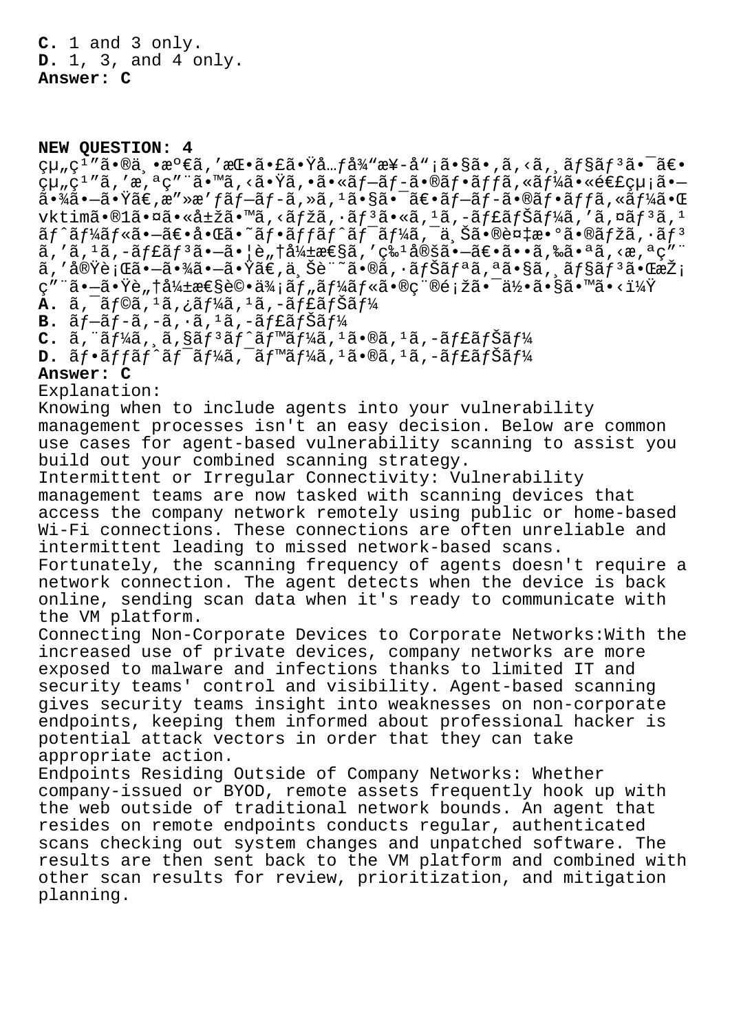**C.** 1 and 3 only.
**D.** 1, 3, and 4 only.
**Answer: C**

**NEW QUESTION: 4**
çµ„ç¹”ã•®ä¸•æº€ã,'æŒ•ã•£ã•Ÿå…ƒå¾"æ¥-å"¡ã•§ã•,ã,<ã,¸ãƒ§ãƒ³ã•¯ã€•çµ„ç¹"ã,'æ,ªç"¨ã•™ã,<ã•Ÿã,•ã•«ãƒ—ãƒ-ã•®ãƒ•ãƒƒã,«ãƒ¼ã•«é€£çµ¡ã•—ã•¾ã•—ã•Ÿã€,æ"»æ'ƒãƒ—ãƒ-ã,»ã,¹ã•§ã•¯ã€•ãƒ—ãƒ-ã•®ãƒ•ãƒƒã,«ãƒ¼ã•Œvktimã•®1ã•¤ã•«å±žã•™ã,<ãƒžã,·ãƒ³ã•«ã,¹ã,-ãƒ£ãƒŠãƒ¼ã,'ã,¤ãƒ³ã,¹ãƒˆãƒ¼ãƒ«ã•—ã€•å•Œã•˜ãƒ•ãƒƒãƒˆãƒ¯ãƒ¼ã,¯ä¸Šã•®è¤‡æ•°ã•®ãƒžã,·ãƒ³ã,'ã,¹ã,-ãƒ£ãƒ³ã•—ã•¦è„†å¼±æ€§ã,'ç‰¹å®šã•—ã€•ã••ã,‰ã•ªã,<æ,ªç"¨ã,'å®Ÿè¡Œã•—ã•¾ã•—ã•Ÿã€,ä¸Šè¨˜ã•®ã,·ãƒŠãƒªã,ªã•§ã,¸ãƒ§ãƒ³ã•ŒŽ¡ç"¨ã•—ã•Ÿè„†å¼±æ€§è©•ä¾¡ãƒ"ãƒ¼ãƒ«ã•®ç¨®é¡žã•¯ä½•ã•§ã•™ã•<ï¼Ÿ
**A.** ã,¯ãƒ©ã,¹ã,¿ãƒ¼ã,¹ã,-ãƒ£ãƒŠãƒ¼
**B.** ãƒ—ãƒ-ã,-ã,·ã,¹ã,-ãƒ£ãƒŠãƒ¼
**C.** ã,¨ãƒ¼ã,¸ã,§ãƒ³ãƒˆãƒ™ãƒ¼ã,¹ã•®ã,¹ã,-ãƒ£ãƒŠãƒ¼
**D.** ãƒ•ãƒƒãƒˆãƒ¯ãƒ¼ã,¯ãƒ™ãƒ¼ã,¹ã•®ã,¹ã,-ãƒ£ãƒŠãƒ¼
**Answer: C**

Explanation:
Knowing when to include agents into your vulnerability management processes isn't an easy decision. Below are common use cases for agent-based vulnerability scanning to assist you build out your combined scanning strategy.
Intermittent or Irregular Connectivity: Vulnerability management teams are now tasked with scanning devices that access the company network remotely using public or home-based Wi-Fi connections. These connections are often unreliable and intermittent leading to missed network-based scans.
Fortunately, the scanning frequency of agents doesn't require a network connection. The agent detects when the device is back online, sending scan data when it's ready to communicate with the VM platform.
Connecting Non-Corporate Devices to Corporate Networks:With the increased use of private devices, company networks are more exposed to malware and infections thanks to limited IT and security teams' control and visibility. Agent-based scanning gives security teams insight into weaknesses on non-corporate endpoints, keeping them informed about professional hacker is potential attack vectors in order that they can take appropriate action.
Endpoints Residing Outside of Company Networks: Whether company-issued or BYOD, remote assets frequently hook up with the web outside of traditional network bounds. An agent that resides on remote endpoints conducts regular, authenticated scans checking out system changes and unpatched software. The results are then sent back to the VM platform and combined with other scan results for review, prioritization, and mitigation planning.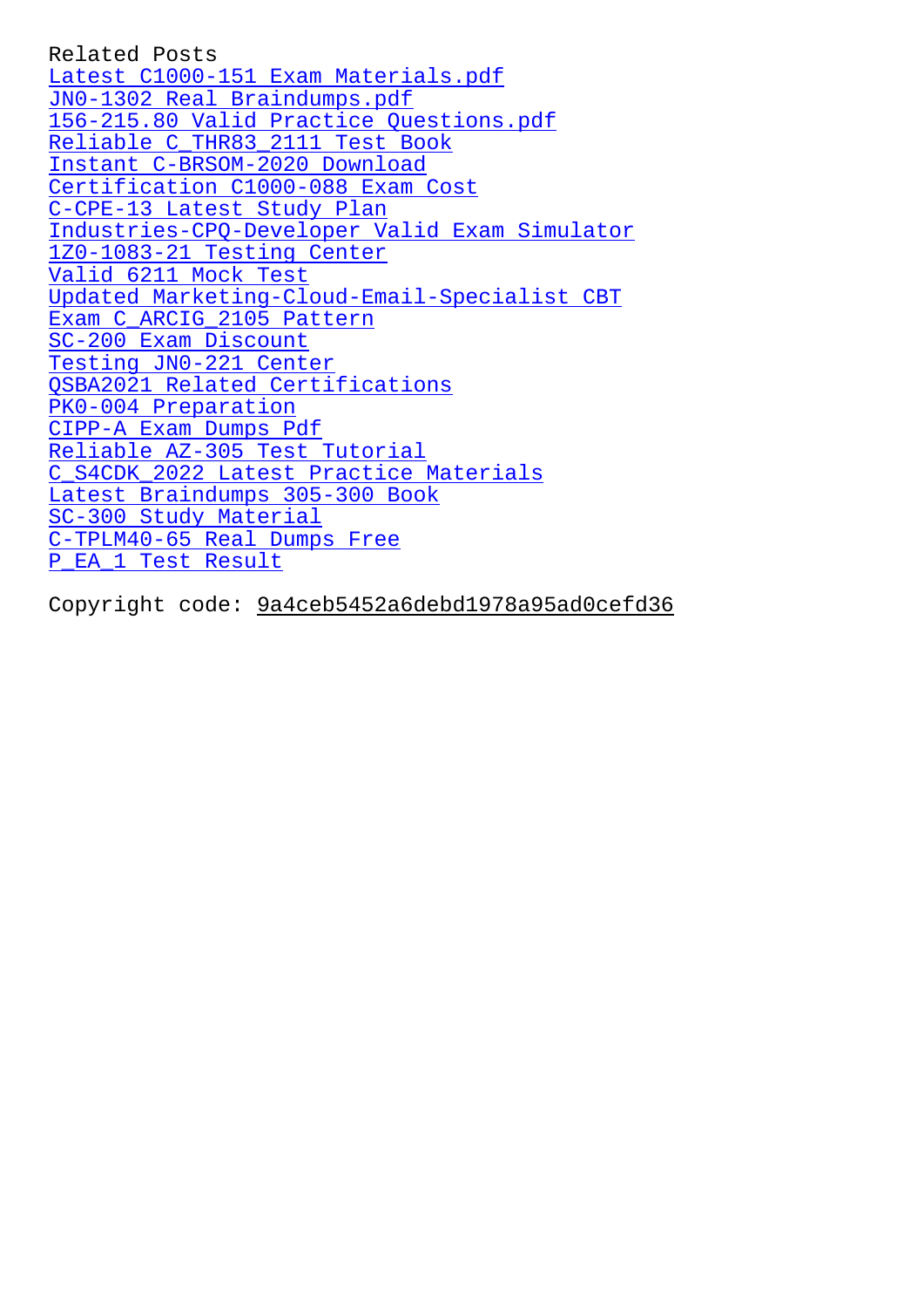Related Posts

- Latest C1000-151 Exam Materials.pdf
- JN0-1302 Real Braindumps.pdf
- 156-215.80 Valid Practice Questions.pdf
- Reliable C_THR83_2111 Test Book
- Instant C-BRSOM-2020 Download
- Certification C1000-088 Exam Cost
- C-CPE-13 Latest Study Plan
- Industries-CPQ-Developer Valid Exam Simulator
- 1Z0-1083-21 Testing Center
- Valid 6211 Mock Test
- Updated Marketing-Cloud-Email-Specialist CBT
- Exam C_ARCIG_2105 Pattern
- SC-200 Exam Discount
- Testing JN0-221 Center
- QSBA2021 Related Certifications
- PK0-004 Preparation
- CIPP-A Exam Dumps Pdf
- Reliable AZ-305 Test Tutorial
- C_S4CDK_2022 Latest Practice Materials
- Latest Braindumps 305-300 Book
- SC-300 Study Material
- C-TPLM40-65 Real Dumps Free
- P_EA_1 Test Result

Copyright code: 9a4ceb5452a6debd1978a95ad0cefd36